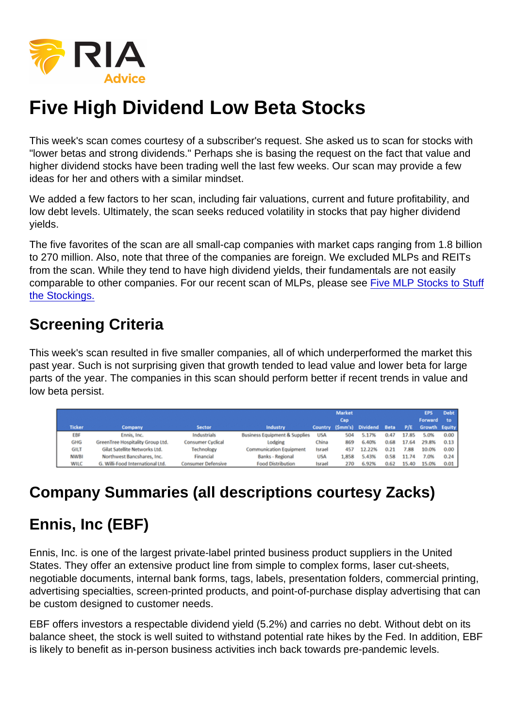# Five High Dividend Low Beta Stocks

This week's scan comes courtesy of a subscriber's request. She asked us to scan for stocks with "lower betas and strong dividends." Perhaps she is basing the request on the fact that value and higher dividend stocks have been trading well the last few weeks. Our scan may provide a few ideas for her and others with a similar mindset.

We added a few factors to her scan, including fair valuations, current and future profitability, and low debt levels. Ultimately, the scan seeks reduced volatility in stocks that pay higher dividend yields.

The five favorites of the scan are all small-cap companies with market caps ranging from 1.8 billion to 270 million. Also, note that three of the companies are foreign. We excluded MLPs and REITs from the scan. While they tend to have high dividend yields, their fundamentals are not easily comparable to other companies. For our recent scan of MLPs, please see [Five MLP Stocks to Stuff the Stockings.]()

## Screening Criteria

This week's scan resulted in five smaller companies, all of which underperformed the market this past year. Such is not surprising given that growth tended to lead value and lower beta for large parts of the year. The companies in this scan should perform better if recent trends in value and low beta persist.

| Ticker | Company | Sector | Industry | Country | Market Cap ($mm's) | Dividend | Beta | P/E | EPS Forward Growth | Debt to Equity |
|---|---|---|---|---|---|---|---|---|---|---|
| EBF | Ennis, Inc. | Industrials | Business Equipment & Supplies | USA | 504 | 5.17% | 0.47 | 17.85 | 5.0% | 0.00 |
| GHG | GreenTree Hospitality Group Ltd. | Consumer Cyclical | Lodging | China | 869 | 6.40% | 0.68 | 17.64 | 29.8% | 0.13 |
| GILT | Gilat Satellite Networks Ltd. | Technology | Communication Equipment | Israel | 457 | 12.22% | 0.21 | 7.88 | 10.0% | 0.00 |
| NWBI | Northwest Bancshares, Inc. | Financial | Banks - Regional | USA | 1,858 | 5.43% | 0.58 | 11.74 | 7.0% | 0.24 |
| WILC | G. Willi-Food International Ltd. | Consumer Defensive | Food Distribution | Israel | 270 | 6.92% | 0.62 | 15.40 | 15.0% | 0.01 |

## Company Summaries (all descriptions courtesy Zacks)

## Ennis, Inc (EBF)

Ennis, Inc. is one of the largest private-label printed business product suppliers in the United States. They offer an extensive product line from simple to complex forms, laser cut-sheets, negotiable documents, internal bank forms, tags, labels, presentation folders, commercial printing, advertising specialties, screen-printed products, and point-of-purchase display advertising that can be custom designed to customer needs.

EBF offers investors a respectable dividend yield (5.2%) and carries no debt. Without debt on its balance sheet, the stock is well suited to withstand potential rate hikes by the Fed. In addition, EBF is likely to benefit as in-person business activities inch back towards pre-pandemic levels.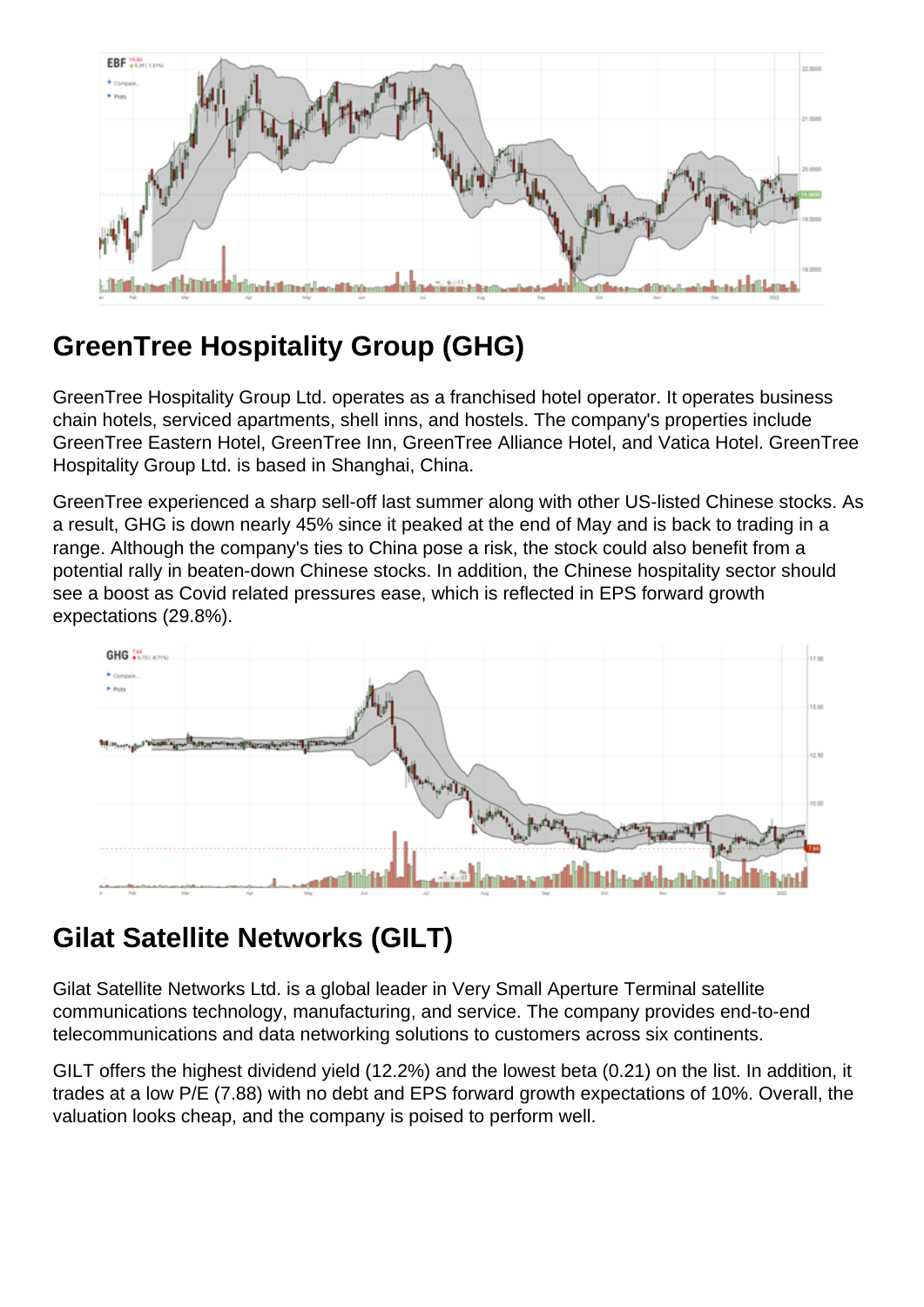## GreenTree Hospitality Group (GHG)

GreenTree Hospitality Group Ltd. operates as a franchised hotel operator. It operates business chain hotels, serviced apartments, shell inns, and hostels. The company's properties include GreenTree Eastern Hotel, GreenTree Inn, GreenTree Alliance Hotel, and Vatica Hotel. GreenTree Hospitality Group Ltd. is based in Shanghai, China.

GreenTree experienced a sharp sell-off last summer along with other US-listed Chinese stocks. As a result, GHG is down nearly 45% since it peaked at the end of May and is back to trading in a range. Although the company's ties to China pose a risk, the stock could also benefit from a potential rally in beaten-down Chinese stocks. In addition, the Chinese hospitality sector should see a boost as Covid related pressures ease, which is reflected in EPS forward growth expectations (29.8%).

## Gilat Satellite Networks (GILT)

Gilat Satellite Networks Ltd. is a global leader in Very Small Aperture Terminal satellite communications technology, manufacturing, and service. The company provides end-to-end telecommunications and data networking solutions to customers across six continents.

GILT offers the highest dividend yield (12.2%) and the lowest beta (0.21) on the list. In addition, it trades at a low P/E (7.88) with no debt and EPS forward growth expectations of 10%. Overall, the valuation looks cheap, and the company is poised to perform well.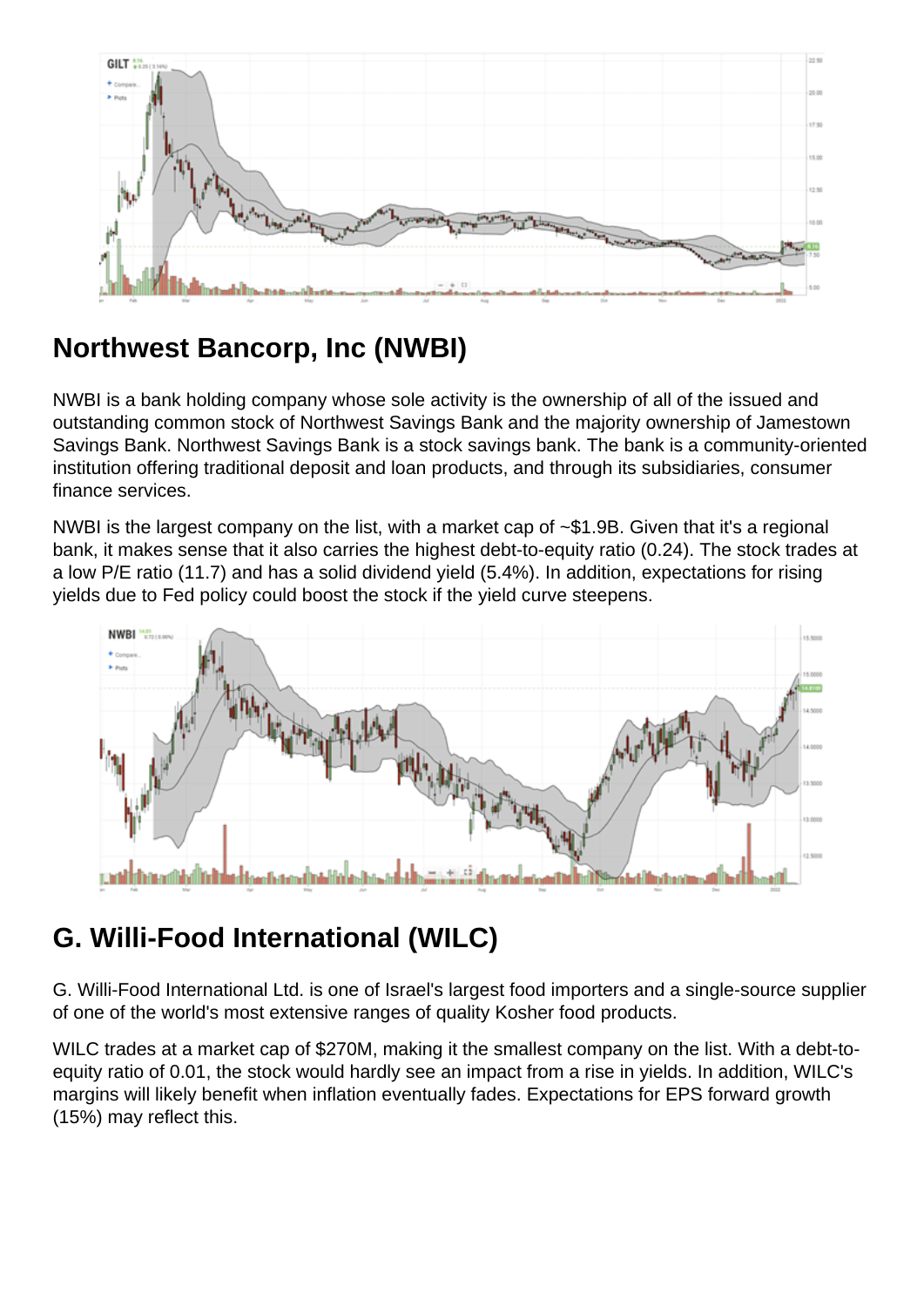## Northwest Bancorp, Inc (NWBI)

NWBI is a bank holding company whose sole activity is the ownership of all of the issued and outstanding common stock of Northwest Savings Bank and the majority ownership of Jamestown Savings Bank. Northwest Savings Bank is a stock savings bank. The bank is a community-oriented institution offering traditional deposit and loan products, and through its subsidiaries, consumer finance services.

NWBI is the largest company on the list, with a market cap of ~$1.9B. Given that it's a regional bank, it makes sense that it also carries the highest debt-to-equity ratio (0.24). The stock trades at a low P/E ratio (11.7) and has a solid dividend yield (5.4%). In addition, expectations for rising yields due to Fed policy could boost the stock if the yield curve steepens.

## G. Willi-Food International (WILC)

G. Willi-Food International Ltd. is one of Israel's largest food importers and a single-source supplier of one of the world's most extensive ranges of quality Kosher food products.

WILC trades at a market cap of $270M, making it the smallest company on the list. With a debt-to-equity ratio of 0.01, the stock would hardly see an impact from a rise in yields. In addition, WILC's margins will likely benefit when inflation eventually fades. Expectations for EPS forward growth (15%) may reflect this.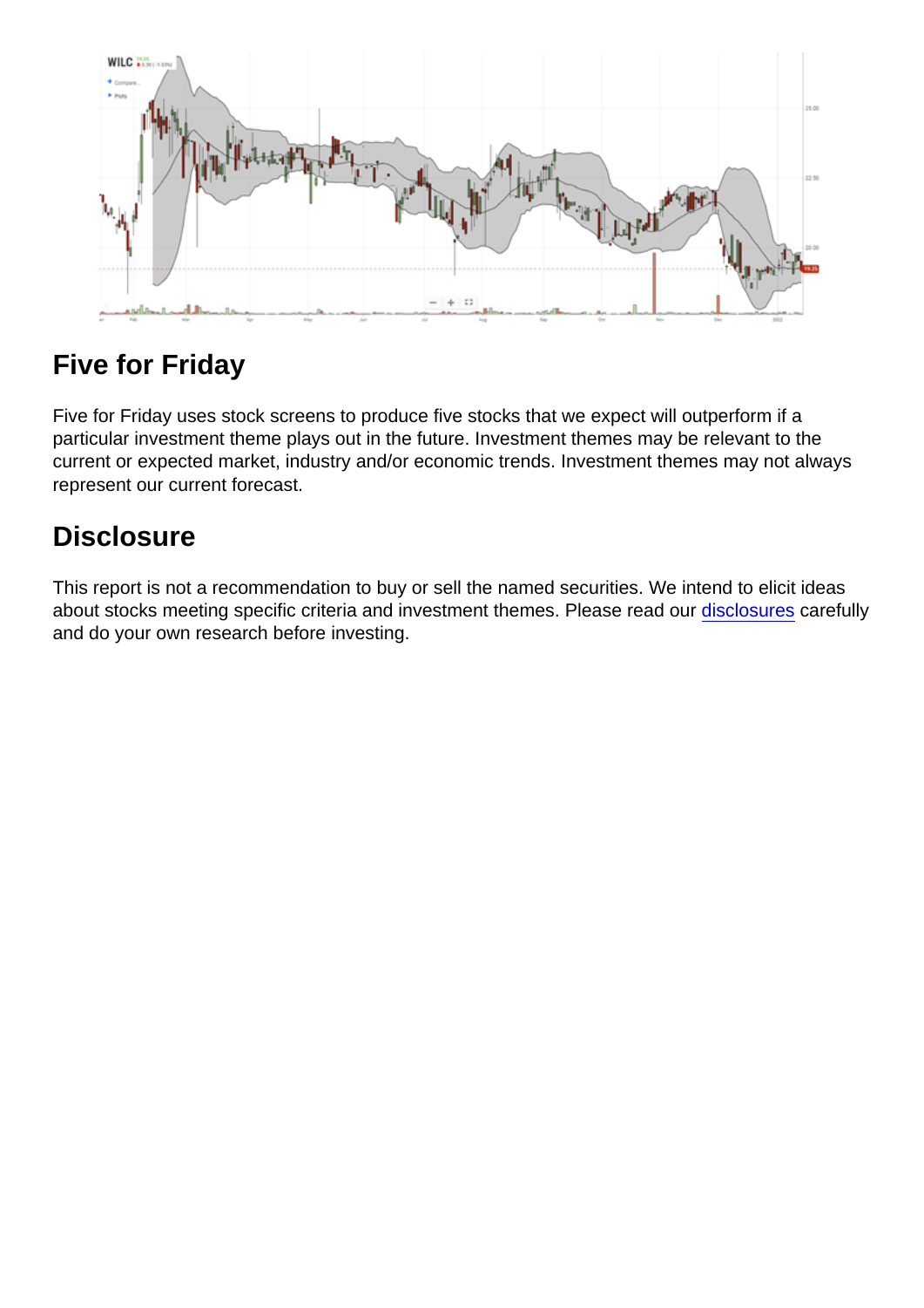WILC

25.00
22.50
20.00
19.25

Jan Feb Mar Apr May Jun Jul Aug Sep Oct Nov Dec 2022

## Five for Friday

Five for Friday uses stock screens to produce five stocks that we expect will outperform if a particular investment theme plays out in the future. Investment themes may be relevant to the current or expected market, industry and/or economic trends. Investment themes may not always represent our current forecast.

## Disclosure

This report is not a recommendation to buy or sell the named securities. We intend to elicit ideas about stocks meeting specific criteria and investment themes. Please read our disclosures carefully and do your own research before investing.